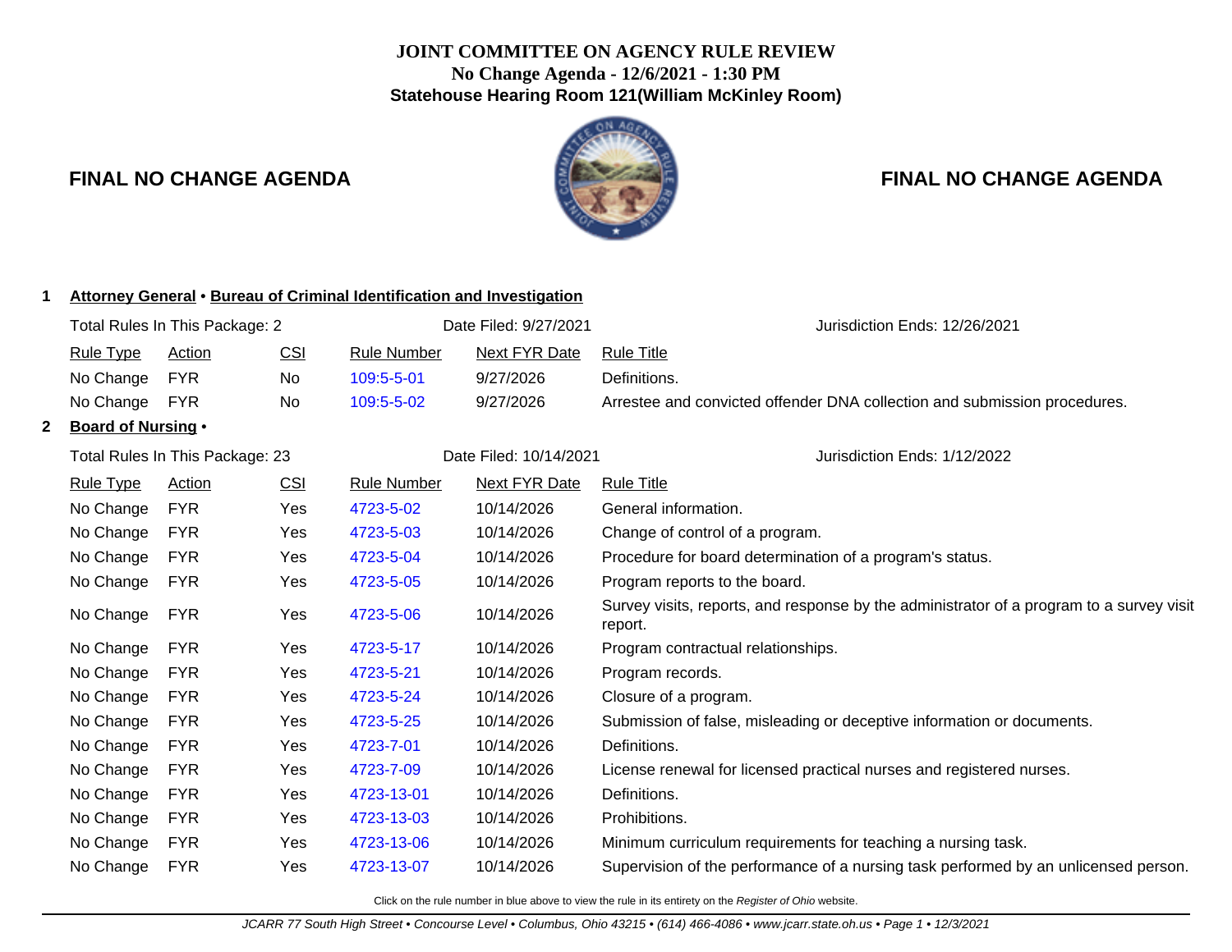# JOINT COMMITTEE ON AGENCY RULE REVIEW

**No Change Agenda - 12/6/2021 - 1:30 PM**

**Statehouse Hearing Room 121(William McKinley Room)**

## FINAL NO CHANGE AGENDA

### 1 Attorney General • Bureau of Criminal Identification and Investigation

Total Rules In This Package: 2 | Date Filed: 9/27/2021 | Jurisdiction Ends: 12/26/2021

| Rule Type | Action | CSI | Rule Number | Next FYR Date | Rule Title |
|---|---|---|---|---|---|
| No Change | FYR | No | 109:5-5-01 | 9/27/2026 | Definitions. |
| No Change | FYR | No | 109:5-5-02 | 9/27/2026 | Arrestee and convicted offender DNA collection and submission procedures. |

### 2 Board of Nursing •

Total Rules In This Package: 23 | Date Filed: 10/14/2021 | Jurisdiction Ends: 1/12/2022

| Rule Type | Action | CSI | Rule Number | Next FYR Date | Rule Title |
|---|---|---|---|---|---|
| No Change | FYR | Yes | 4723-5-02 | 10/14/2026 | General information. |
| No Change | FYR | Yes | 4723-5-03 | 10/14/2026 | Change of control of a program. |
| No Change | FYR | Yes | 4723-5-04 | 10/14/2026 | Procedure for board determination of a program's status. |
| No Change | FYR | Yes | 4723-5-05 | 10/14/2026 | Program reports to the board. |
| No Change | FYR | Yes | 4723-5-06 | 10/14/2026 | Survey visits, reports, and response by the administrator of a program to a survey visit report. |
| No Change | FYR | Yes | 4723-5-17 | 10/14/2026 | Program contractual relationships. |
| No Change | FYR | Yes | 4723-5-21 | 10/14/2026 | Program records. |
| No Change | FYR | Yes | 4723-5-24 | 10/14/2026 | Closure of a program. |
| No Change | FYR | Yes | 4723-5-25 | 10/14/2026 | Submission of false, misleading or deceptive information or documents. |
| No Change | FYR | Yes | 4723-7-01 | 10/14/2026 | Definitions. |
| No Change | FYR | Yes | 4723-7-09 | 10/14/2026 | License renewal for licensed practical nurses and registered nurses. |
| No Change | FYR | Yes | 4723-13-01 | 10/14/2026 | Definitions. |
| No Change | FYR | Yes | 4723-13-03 | 10/14/2026 | Prohibitions. |
| No Change | FYR | Yes | 4723-13-06 | 10/14/2026 | Minimum curriculum requirements for teaching a nursing task. |
| No Change | FYR | Yes | 4723-13-07 | 10/14/2026 | Supervision of the performance of a nursing task performed by an unlicensed person. |

Click on the rule number in blue above to view the rule in its entirety on the *Register of Ohio* website.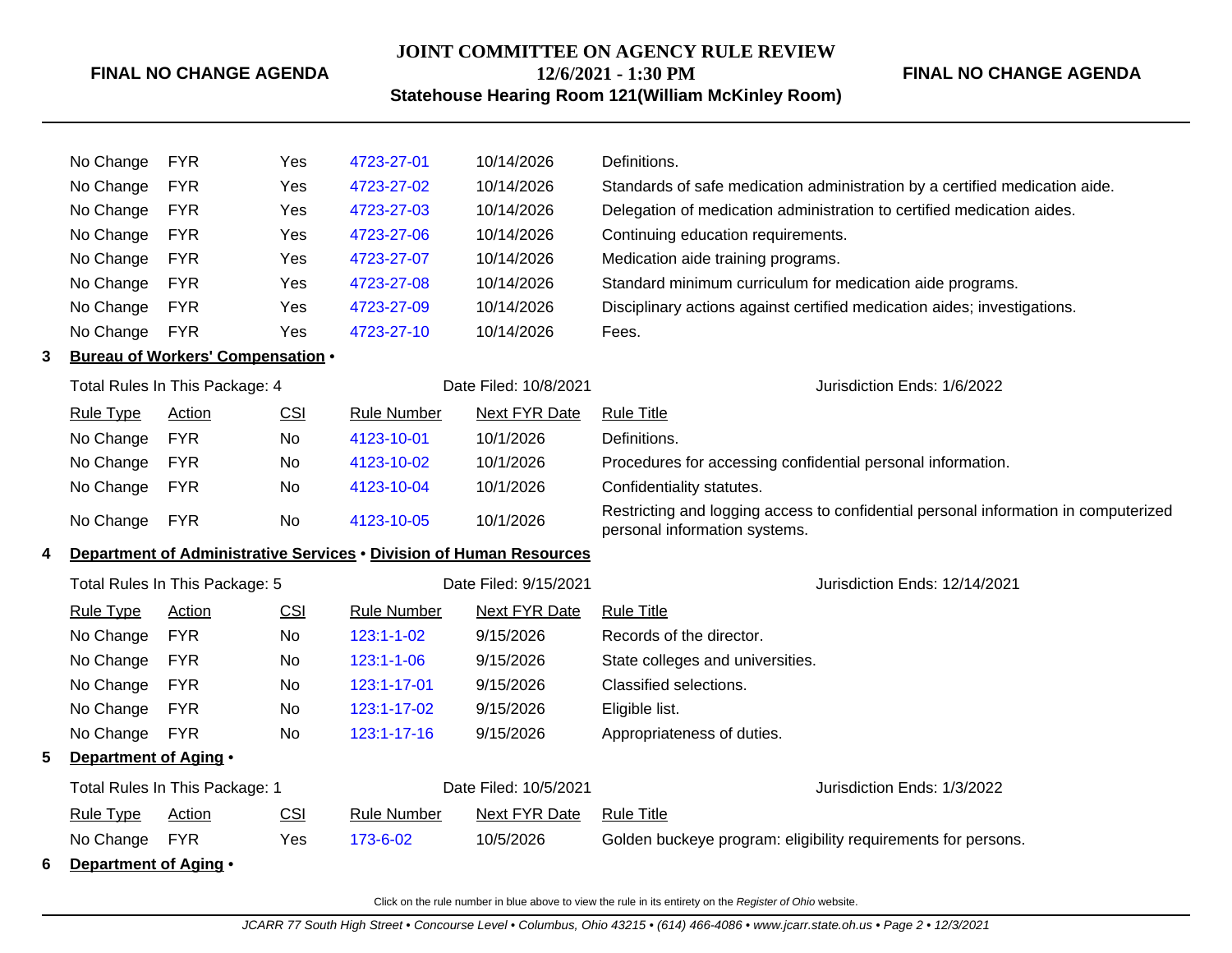| Rule Type | Action | CSI | Rule Number | Next FYR Date | Rule Title |
|---|---|---|---|---|---|
| No Change | FYR | Yes | 4723-27-01 | 10/14/2026 | Definitions. |
| No Change | FYR | Yes | 4723-27-02 | 10/14/2026 | Standards of safe medication administration by a certified medication aide. |
| No Change | FYR | Yes | 4723-27-03 | 10/14/2026 | Delegation of medication administration to certified medication aides. |
| No Change | FYR | Yes | 4723-27-06 | 10/14/2026 | Continuing education requirements. |
| No Change | FYR | Yes | 4723-27-07 | 10/14/2026 | Medication aide training programs. |
| No Change | FYR | Yes | 4723-27-08 | 10/14/2026 | Standard minimum curriculum for medication aide programs. |
| No Change | FYR | Yes | 4723-27-09 | 10/14/2026 | Disciplinary actions against certified medication aides; investigations. |
| No Change | FYR | Yes | 4723-27-10 | 10/14/2026 | Fees. |

**3 Bureau of Workers' Compensation •**

Total Rules In This Package: 4 | Date Filed: 10/8/2021 | Jurisdiction Ends: 1/6/2022

| Rule Type | Action | CSI | Rule Number | Next FYR Date | Rule Title |
|---|---|---|---|---|---|
| No Change | FYR | No | 4123-10-01 | 10/1/2026 | Definitions. |
| No Change | FYR | No | 4123-10-02 | 10/1/2026 | Procedures for accessing confidential personal information. |
| No Change | FYR | No | 4123-10-04 | 10/1/2026 | Confidentiality statutes. |
| No Change | FYR | No | 4123-10-05 | 10/1/2026 | Restricting and logging access to confidential personal information in computerized personal information systems. |

**4 Department of Administrative Services • Division of Human Resources**

Total Rules In This Package: 5 | Date Filed: 9/15/2021 | Jurisdiction Ends: 12/14/2021

| Rule Type | Action | CSI | Rule Number | Next FYR Date | Rule Title |
|---|---|---|---|---|---|
| No Change | FYR | No | 123:1-1-02 | 9/15/2026 | Records of the director. |
| No Change | FYR | No | 123:1-1-06 | 9/15/2026 | State colleges and universities. |
| No Change | FYR | No | 123:1-17-01 | 9/15/2026 | Classified selections. |
| No Change | FYR | No | 123:1-17-02 | 9/15/2026 | Eligible list. |
| No Change | FYR | No | 123:1-17-16 | 9/15/2026 | Appropriateness of duties. |

**5 Department of Aging •**

Total Rules In This Package: 1 | Date Filed: 10/5/2021 | Jurisdiction Ends: 1/3/2022

| Rule Type | Action | CSI | Rule Number | Next FYR Date | Rule Title |
|---|---|---|---|---|---|
| No Change | FYR | Yes | 173-6-02 | 10/5/2026 | Golden buckeye program: eligibility requirements for persons. |

**6 Department of Aging •**

Click on the rule number in blue above to view the rule in its entirety on the *Register of Ohio* website.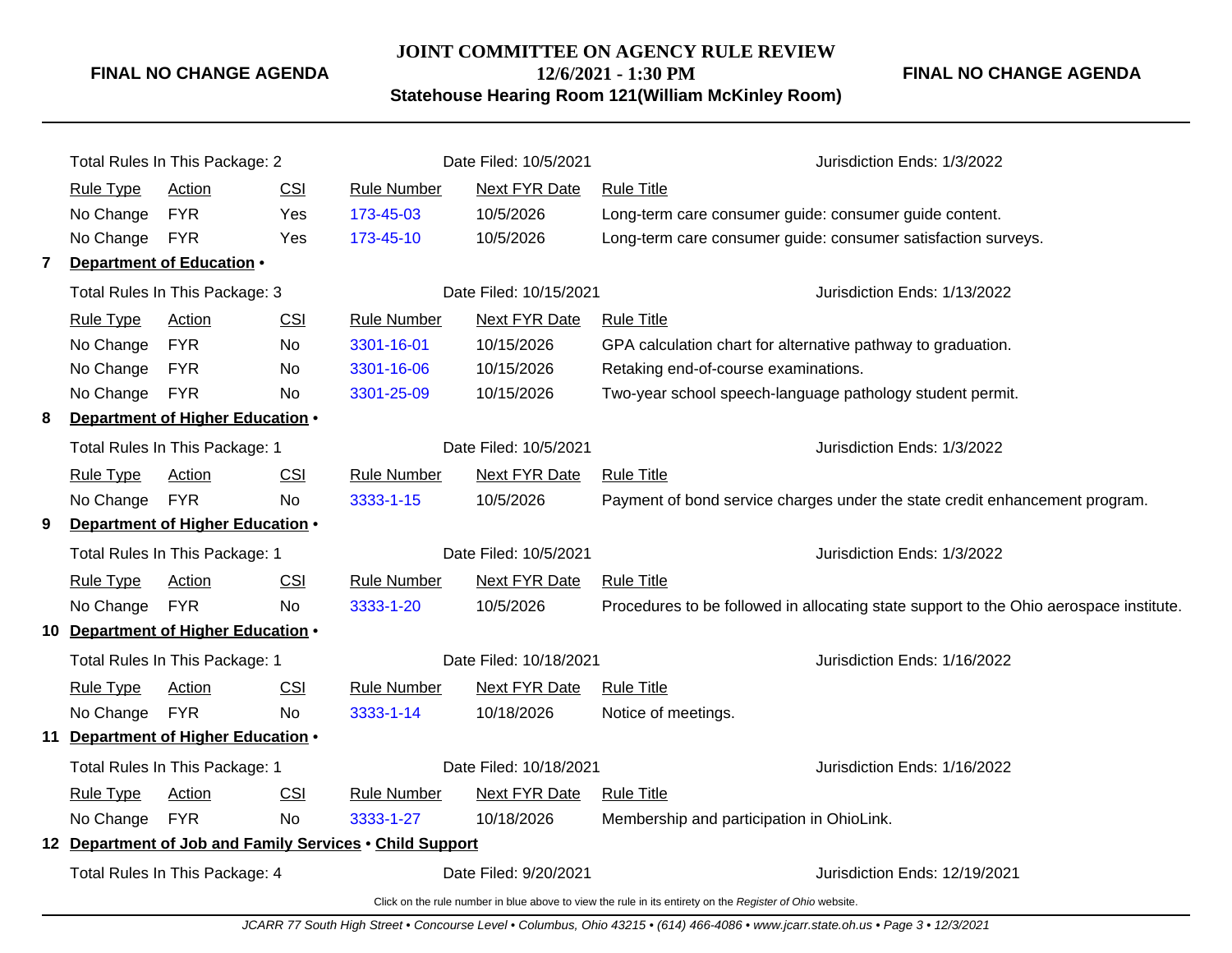Total Rules In This Package: 2 | Date Filed: 10/5/2021 | Jurisdiction Ends: 1/3/2022

| Rule Type | Action | CSI | Rule Number | Next FYR Date | Rule Title |
|---|---|---|---|---|---|
| No Change | FYR | Yes | 173-45-03 | 10/5/2026 | Long-term care consumer guide: consumer guide content. |
| No Change | FYR | Yes | 173-45-10 | 10/5/2026 | Long-term care consumer guide: consumer satisfaction surveys. |

**7 Department of Education •**

Total Rules In This Package: 3 | Date Filed: 10/15/2021 | Jurisdiction Ends: 1/13/2022

| Rule Type | Action | CSI | Rule Number | Next FYR Date | Rule Title |
|---|---|---|---|---|---|
| No Change | FYR | No | 3301-16-01 | 10/15/2026 | GPA calculation chart for alternative pathway to graduation. |
| No Change | FYR | No | 3301-16-06 | 10/15/2026 | Retaking end-of-course examinations. |
| No Change | FYR | No | 3301-25-09 | 10/15/2026 | Two-year school speech-language pathology student permit. |

**8 Department of Higher Education •**

Total Rules In This Package: 1 | Date Filed: 10/5/2021 | Jurisdiction Ends: 1/3/2022

| Rule Type | Action | CSI | Rule Number | Next FYR Date | Rule Title |
|---|---|---|---|---|---|
| No Change | FYR | No | 3333-1-15 | 10/5/2026 | Payment of bond service charges under the state credit enhancement program. |

**9 Department of Higher Education •**

Total Rules In This Package: 1 | Date Filed: 10/5/2021 | Jurisdiction Ends: 1/3/2022

| Rule Type | Action | CSI | Rule Number | Next FYR Date | Rule Title |
|---|---|---|---|---|---|
| No Change | FYR | No | 3333-1-20 | 10/5/2026 | Procedures to be followed in allocating state support to the Ohio aerospace institute. |

**10 Department of Higher Education •**

Total Rules In This Package: 1 | Date Filed: 10/18/2021 | Jurisdiction Ends: 1/16/2022

| Rule Type | Action | CSI | Rule Number | Next FYR Date | Rule Title |
|---|---|---|---|---|---|
| No Change | FYR | No | 3333-1-14 | 10/18/2026 | Notice of meetings. |

**11 Department of Higher Education •**

Total Rules In This Package: 1 | Date Filed: 10/18/2021 | Jurisdiction Ends: 1/16/2022

| Rule Type | Action | CSI | Rule Number | Next FYR Date | Rule Title |
|---|---|---|---|---|---|
| No Change | FYR | No | 3333-1-27 | 10/18/2026 | Membership and participation in OhioLink. |

**12 Department of Job and Family Services • Child Support**

Total Rules In This Package: 4 | Date Filed: 9/20/2021 | Jurisdiction Ends: 12/19/2021

Click on the rule number in blue above to view the rule in its entirety on the *Register of Ohio* website.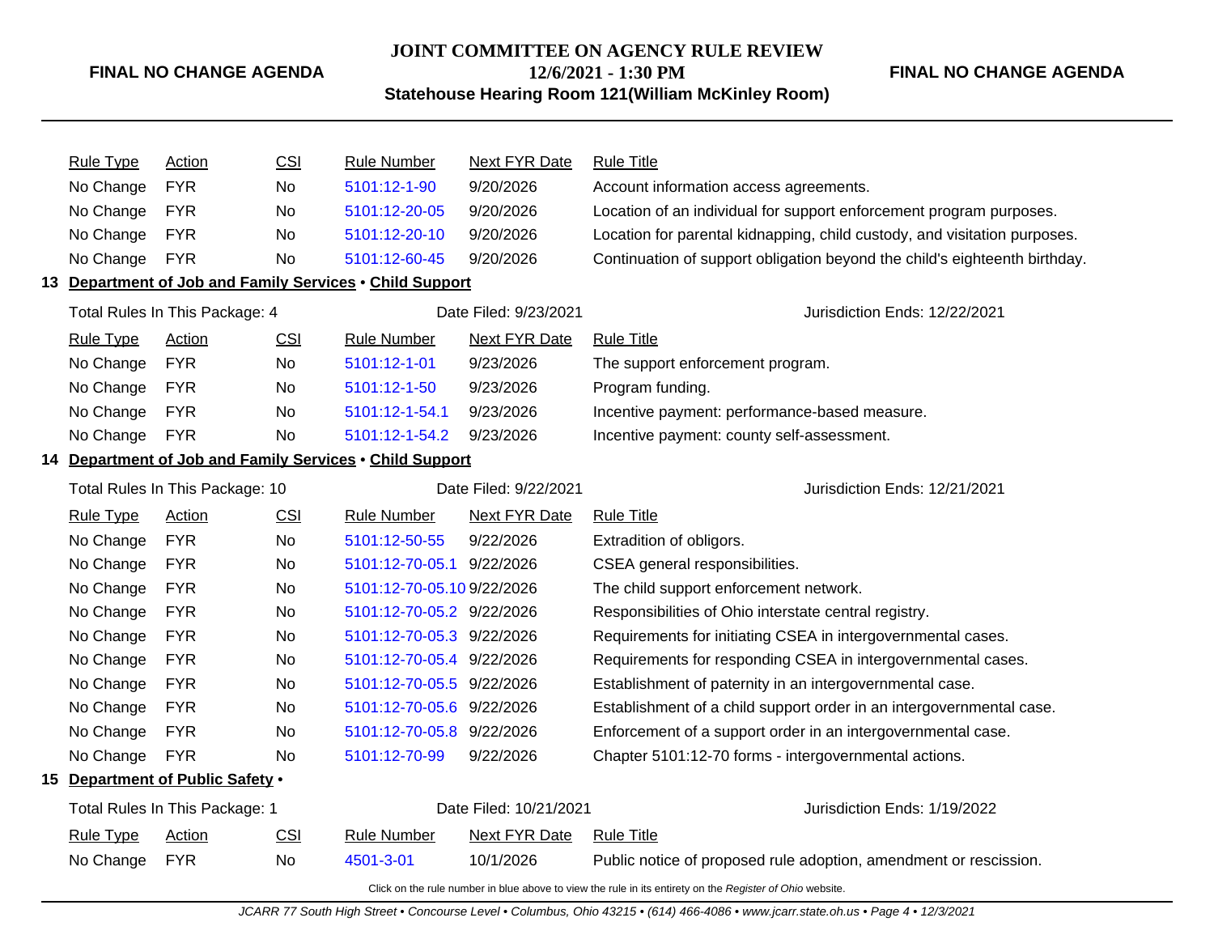| Rule Type | Action | CSI | Rule Number | Next FYR Date | Rule Title |
|---|---|---|---|---|---|
| No Change | FYR | No | 5101:12-1-90 | 9/20/2026 | Account information access agreements. |
| No Change | FYR | No | 5101:12-20-05 | 9/20/2026 | Location of an individual for support enforcement program purposes. |
| No Change | FYR | No | 5101:12-20-10 | 9/20/2026 | Location for parental kidnapping, child custody, and visitation purposes. |
| No Change | FYR | No | 5101:12-60-45 | 9/20/2026 | Continuation of support obligation beyond the child's eighteenth birthday. |

**13 Department of Job and Family Services • Child Support**

Total Rules In This Package: 4 | Date Filed: 9/23/2021 | Jurisdiction Ends: 12/22/2021

| Rule Type | Action | CSI | Rule Number | Next FYR Date | Rule Title |
|---|---|---|---|---|---|
| No Change | FYR | No | 5101:12-1-01 | 9/23/2026 | The support enforcement program. |
| No Change | FYR | No | 5101:12-1-50 | 9/23/2026 | Program funding. |
| No Change | FYR | No | 5101:12-1-54.1 | 9/23/2026 | Incentive payment: performance-based measure. |
| No Change | FYR | No | 5101:12-1-54.2 | 9/23/2026 | Incentive payment: county self-assessment. |

**14 Department of Job and Family Services • Child Support**

Total Rules In This Package: 10 | Date Filed: 9/22/2021 | Jurisdiction Ends: 12/21/2021

| Rule Type | Action | CSI | Rule Number | Next FYR Date | Rule Title |
|---|---|---|---|---|---|
| No Change | FYR | No | 5101:12-50-55 | 9/22/2026 | Extradition of obligors. |
| No Change | FYR | No | 5101:12-70-05.1 | 9/22/2026 | CSEA general responsibilities. |
| No Change | FYR | No | 5101:12-70-05.10 | 9/22/2026 | The child support enforcement network. |
| No Change | FYR | No | 5101:12-70-05.2 | 9/22/2026 | Responsibilities of Ohio interstate central registry. |
| No Change | FYR | No | 5101:12-70-05.3 | 9/22/2026 | Requirements for initiating CSEA in intergovernmental cases. |
| No Change | FYR | No | 5101:12-70-05.4 | 9/22/2026 | Requirements for responding CSEA in intergovernmental cases. |
| No Change | FYR | No | 5101:12-70-05.5 | 9/22/2026 | Establishment of paternity in an intergovernmental case. |
| No Change | FYR | No | 5101:12-70-05.6 | 9/22/2026 | Establishment of a child support order in an intergovernmental case. |
| No Change | FYR | No | 5101:12-70-05.8 | 9/22/2026 | Enforcement of a support order in an intergovernmental case. |
| No Change | FYR | No | 5101:12-70-99 | 9/22/2026 | Chapter 5101:12-70 forms - intergovernmental actions. |

**15 Department of Public Safety •**

Total Rules In This Package: 1 | Date Filed: 10/21/2021 | Jurisdiction Ends: 1/19/2022

| Rule Type | Action | CSI | Rule Number | Next FYR Date | Rule Title |
|---|---|---|---|---|---|
| No Change | FYR | No | 4501-3-01 | 10/1/2026 | Public notice of proposed rule adoption, amendment or rescission. |

Click on the rule number in blue above to view the rule in its entirety on the *Register of Ohio* website.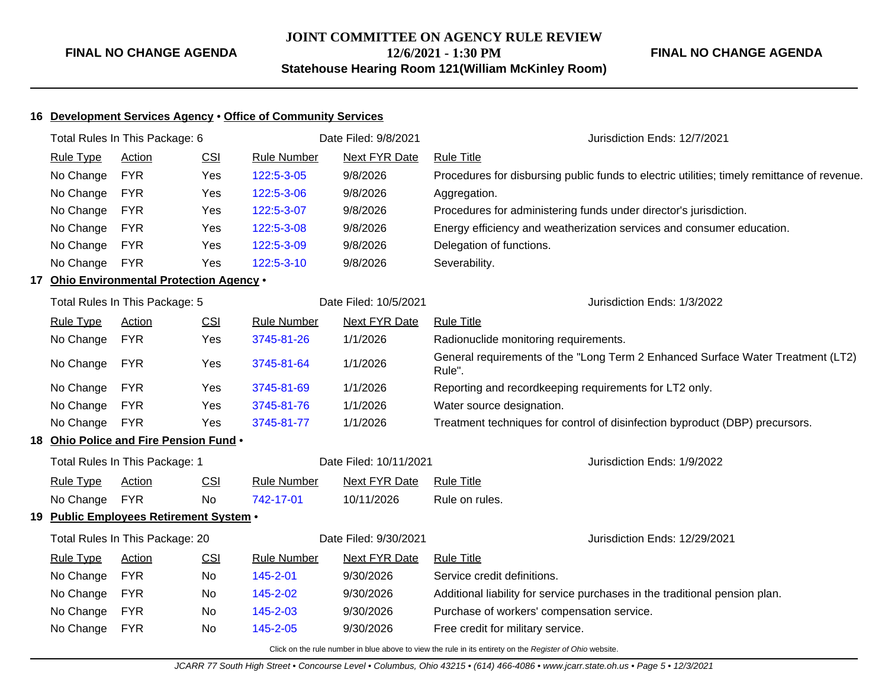## 16 Development Services Agency • Office of Community Services

Total Rules In This Package: 6 | Date Filed: 9/8/2021 | Jurisdiction Ends: 12/7/2021

| Rule Type | Action | CSI | Rule Number | Next FYR Date | Rule Title |
|---|---|---|---|---|---|
| No Change | FYR | Yes | 122:5-3-05 | 9/8/2026 | Procedures for disbursing public funds to electric utilities; timely remittance of revenue. |
| No Change | FYR | Yes | 122:5-3-06 | 9/8/2026 | Aggregation. |
| No Change | FYR | Yes | 122:5-3-07 | 9/8/2026 | Procedures for administering funds under director's jurisdiction. |
| No Change | FYR | Yes | 122:5-3-08 | 9/8/2026 | Energy efficiency and weatherization services and consumer education. |
| No Change | FYR | Yes | 122:5-3-09 | 9/8/2026 | Delegation of functions. |
| No Change | FYR | Yes | 122:5-3-10 | 9/8/2026 | Severability. |

## 17 Ohio Environmental Protection Agency •

Total Rules In This Package: 5 | Date Filed: 10/5/2021 | Jurisdiction Ends: 1/3/2022

| Rule Type | Action | CSI | Rule Number | Next FYR Date | Rule Title |
|---|---|---|---|---|---|
| No Change | FYR | Yes | 3745-81-26 | 1/1/2026 | Radionuclide monitoring requirements. |
| No Change | FYR | Yes | 3745-81-64 | 1/1/2026 | General requirements of the "Long Term 2 Enhanced Surface Water Treatment (LT2) Rule". |
| No Change | FYR | Yes | 3745-81-69 | 1/1/2026 | Reporting and recordkeeping requirements for LT2 only. |
| No Change | FYR | Yes | 3745-81-76 | 1/1/2026 | Water source designation. |
| No Change | FYR | Yes | 3745-81-77 | 1/1/2026 | Treatment techniques for control of disinfection byproduct (DBP) precursors. |

## 18 Ohio Police and Fire Pension Fund •

Total Rules In This Package: 1 | Date Filed: 10/11/2021 | Jurisdiction Ends: 1/9/2022

| Rule Type | Action | CSI | Rule Number | Next FYR Date | Rule Title |
|---|---|---|---|---|---|
| No Change | FYR | No | 742-17-01 | 10/11/2026 | Rule on rules. |

## 19 Public Employees Retirement System •

Total Rules In This Package: 20 | Date Filed: 9/30/2021 | Jurisdiction Ends: 12/29/2021

| Rule Type | Action | CSI | Rule Number | Next FYR Date | Rule Title |
|---|---|---|---|---|---|
| No Change | FYR | No | 145-2-01 | 9/30/2026 | Service credit definitions. |
| No Change | FYR | No | 145-2-02 | 9/30/2026 | Additional liability for service purchases in the traditional pension plan. |
| No Change | FYR | No | 145-2-03 | 9/30/2026 | Purchase of workers' compensation service. |
| No Change | FYR | No | 145-2-05 | 9/30/2026 | Free credit for military service. |

Click on the rule number in blue above to view the rule in its entirety on the *Register of Ohio* website.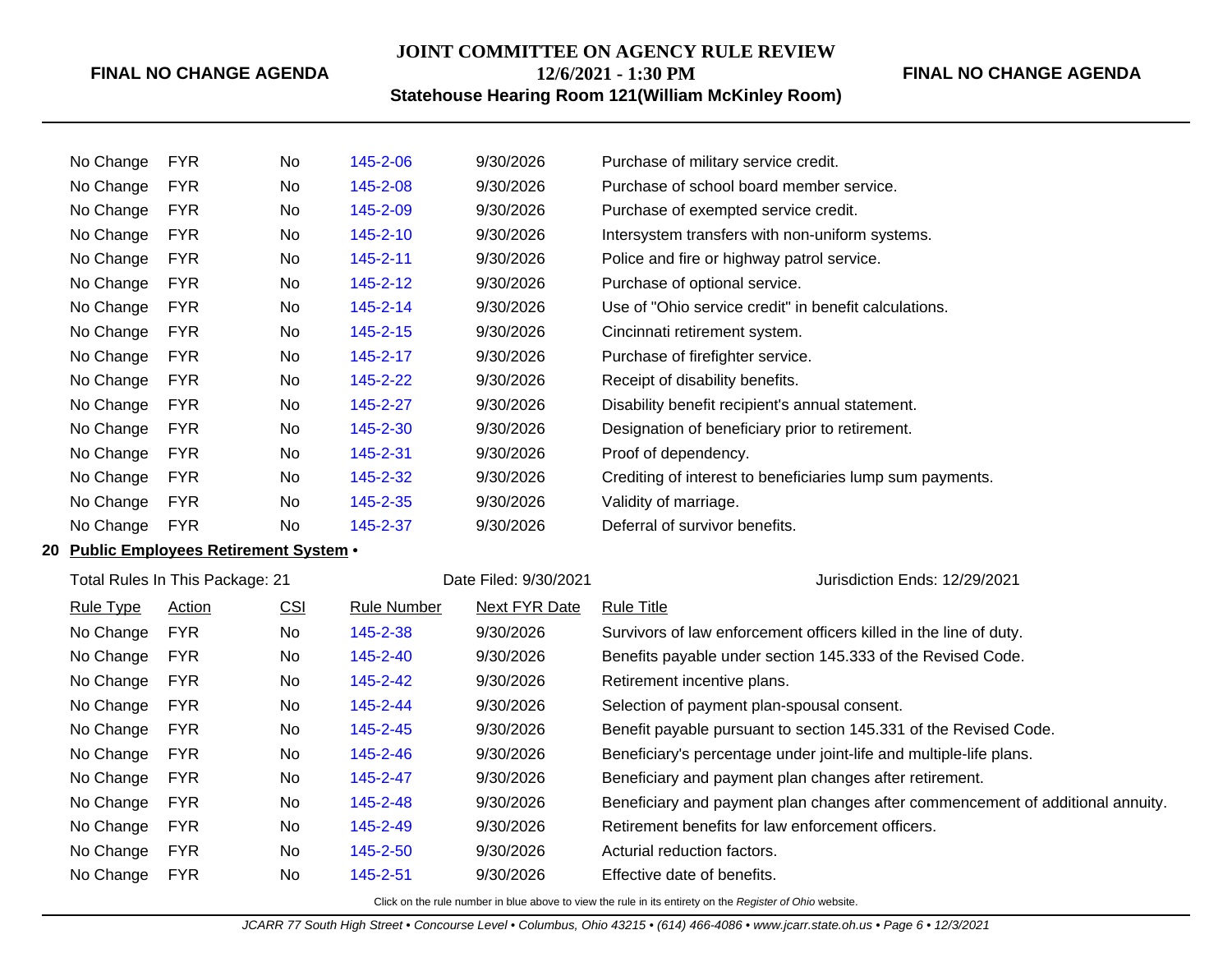| Rule Type | Action | CSI | Rule Number | Next FYR Date | Rule Title |
|---|---|---|---|---|---|
| No Change | FYR | No | 145-2-06 | 9/30/2026 | Purchase of military service credit. |
| No Change | FYR | No | 145-2-08 | 9/30/2026 | Purchase of school board member service. |
| No Change | FYR | No | 145-2-09 | 9/30/2026 | Purchase of exempted service credit. |
| No Change | FYR | No | 145-2-10 | 9/30/2026 | Intersystem transfers with non-uniform systems. |
| No Change | FYR | No | 145-2-11 | 9/30/2026 | Police and fire or highway patrol service. |
| No Change | FYR | No | 145-2-12 | 9/30/2026 | Purchase of optional service. |
| No Change | FYR | No | 145-2-14 | 9/30/2026 | Use of "Ohio service credit" in benefit calculations. |
| No Change | FYR | No | 145-2-15 | 9/30/2026 | Cincinnati retirement system. |
| No Change | FYR | No | 145-2-17 | 9/30/2026 | Purchase of firefighter service. |
| No Change | FYR | No | 145-2-22 | 9/30/2026 | Receipt of disability benefits. |
| No Change | FYR | No | 145-2-27 | 9/30/2026 | Disability benefit recipient's annual statement. |
| No Change | FYR | No | 145-2-30 | 9/30/2026 | Designation of beneficiary prior to retirement. |
| No Change | FYR | No | 145-2-31 | 9/30/2026 | Proof of dependency. |
| No Change | FYR | No | 145-2-32 | 9/30/2026 | Crediting of interest to beneficiaries lump sum payments. |
| No Change | FYR | No | 145-2-35 | 9/30/2026 | Validity of marriage. |
| No Change | FYR | No | 145-2-37 | 9/30/2026 | Deferral of survivor benefits. |

**20 Public Employees Retirement System •**

Total Rules In This Package: 21 | Date Filed: 9/30/2021 | Jurisdiction Ends: 12/29/2021

| Rule Type | Action | CSI | Rule Number | Next FYR Date | Rule Title |
|---|---|---|---|---|---|
| No Change | FYR | No | 145-2-38 | 9/30/2026 | Survivors of law enforcement officers killed in the line of duty. |
| No Change | FYR | No | 145-2-40 | 9/30/2026 | Benefits payable under section 145.333 of the Revised Code. |
| No Change | FYR | No | 145-2-42 | 9/30/2026 | Retirement incentive plans. |
| No Change | FYR | No | 145-2-44 | 9/30/2026 | Selection of payment plan-spousal consent. |
| No Change | FYR | No | 145-2-45 | 9/30/2026 | Benefit payable pursuant to section 145.331 of the Revised Code. |
| No Change | FYR | No | 145-2-46 | 9/30/2026 | Beneficiary's percentage under joint-life and multiple-life plans. |
| No Change | FYR | No | 145-2-47 | 9/30/2026 | Beneficiary and payment plan changes after retirement. |
| No Change | FYR | No | 145-2-48 | 9/30/2026 | Beneficiary and payment plan changes after commencement of additional annuity. |
| No Change | FYR | No | 145-2-49 | 9/30/2026 | Retirement benefits for law enforcement officers. |
| No Change | FYR | No | 145-2-50 | 9/30/2026 | Acturial reduction factors. |
| No Change | FYR | No | 145-2-51 | 9/30/2026 | Effective date of benefits. |

Click on the rule number in blue above to view the rule in its entirety on the *Register of Ohio* website.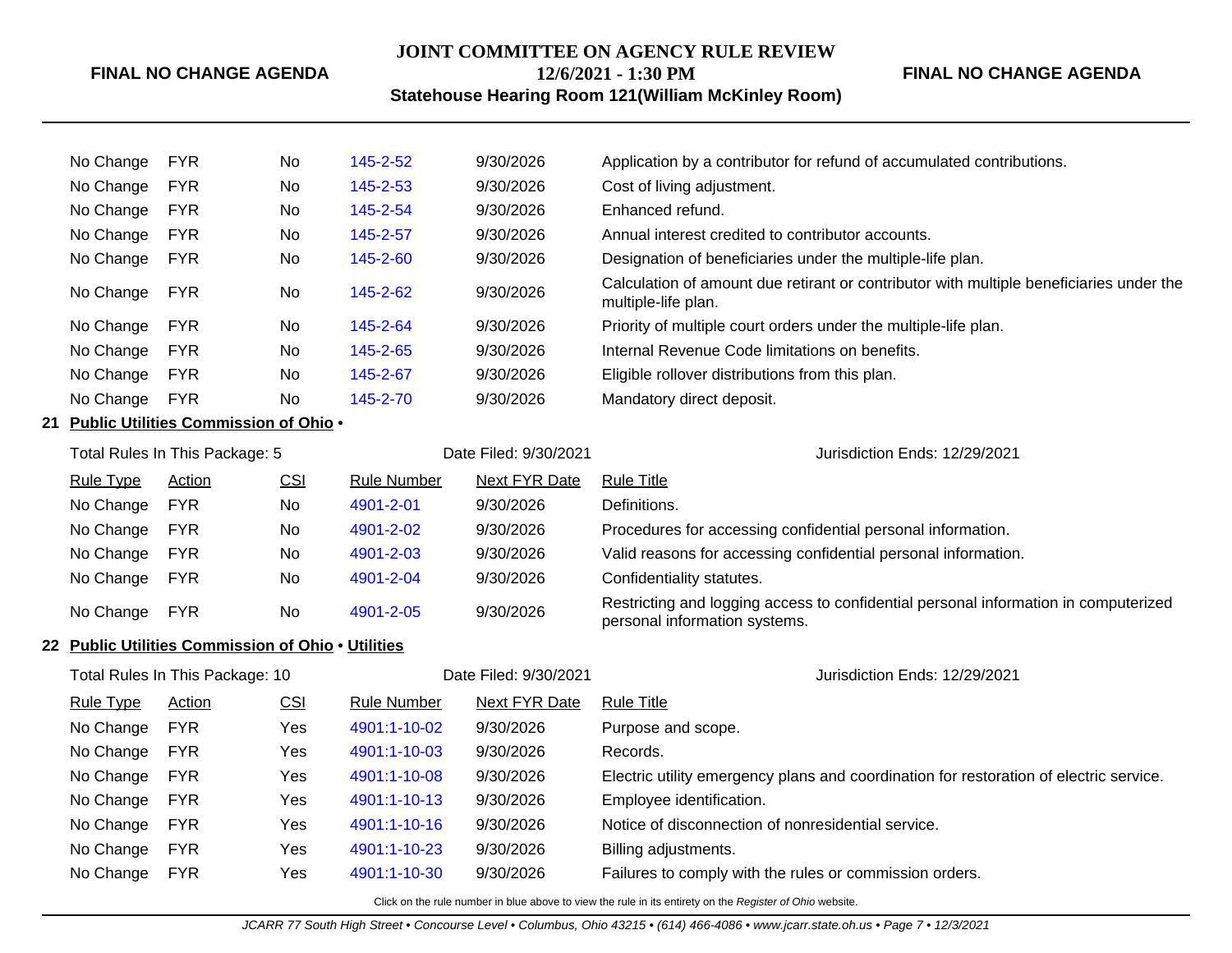| Rule Type | Action | CSI | Rule Number | Next FYR Date | Rule Title |
|---|---|---|---|---|---|
| No Change | FYR | No | 145-2-52 | 9/30/2026 | Application by a contributor for refund of accumulated contributions. |
| No Change | FYR | No | 145-2-53 | 9/30/2026 | Cost of living adjustment. |
| No Change | FYR | No | 145-2-54 | 9/30/2026 | Enhanced refund. |
| No Change | FYR | No | 145-2-57 | 9/30/2026 | Annual interest credited to contributor accounts. |
| No Change | FYR | No | 145-2-60 | 9/30/2026 | Designation of beneficiaries under the multiple-life plan. |
| No Change | FYR | No | 145-2-62 | 9/30/2026 | Calculation of amount due retirant or contributor with multiple beneficiaries under the multiple-life plan. |
| No Change | FYR | No | 145-2-64 | 9/30/2026 | Priority of multiple court orders under the multiple-life plan. |
| No Change | FYR | No | 145-2-65 | 9/30/2026 | Internal Revenue Code limitations on benefits. |
| No Change | FYR | No | 145-2-67 | 9/30/2026 | Eligible rollover distributions from this plan. |
| No Change | FYR | No | 145-2-70 | 9/30/2026 | Mandatory direct deposit. |

**21 Public Utilities Commission of Ohio •**

Total Rules In This Package: 5 | Date Filed: 9/30/2021 | Jurisdiction Ends: 12/29/2021

| Rule Type | Action | CSI | Rule Number | Next FYR Date | Rule Title |
|---|---|---|---|---|---|
| No Change | FYR | No | 4901-2-01 | 9/30/2026 | Definitions. |
| No Change | FYR | No | 4901-2-02 | 9/30/2026 | Procedures for accessing confidential personal information. |
| No Change | FYR | No | 4901-2-03 | 9/30/2026 | Valid reasons for accessing confidential personal information. |
| No Change | FYR | No | 4901-2-04 | 9/30/2026 | Confidentiality statutes. |
| No Change | FYR | No | 4901-2-05 | 9/30/2026 | Restricting and logging access to confidential personal information in computerized personal information systems. |

**22 Public Utilities Commission of Ohio • Utilities**

Total Rules In This Package: 10 | Date Filed: 9/30/2021 | Jurisdiction Ends: 12/29/2021

| Rule Type | Action | CSI | Rule Number | Next FYR Date | Rule Title |
|---|---|---|---|---|---|
| No Change | FYR | Yes | 4901:1-10-02 | 9/30/2026 | Purpose and scope. |
| No Change | FYR | Yes | 4901:1-10-03 | 9/30/2026 | Records. |
| No Change | FYR | Yes | 4901:1-10-08 | 9/30/2026 | Electric utility emergency plans and coordination for restoration of electric service. |
| No Change | FYR | Yes | 4901:1-10-13 | 9/30/2026 | Employee identification. |
| No Change | FYR | Yes | 4901:1-10-16 | 9/30/2026 | Notice of disconnection of nonresidential service. |
| No Change | FYR | Yes | 4901:1-10-23 | 9/30/2026 | Billing adjustments. |
| No Change | FYR | Yes | 4901:1-10-30 | 9/30/2026 | Failures to comply with the rules or commission orders. |

Click on the rule number in blue above to view the rule in its entirety on the *Register of Ohio* website.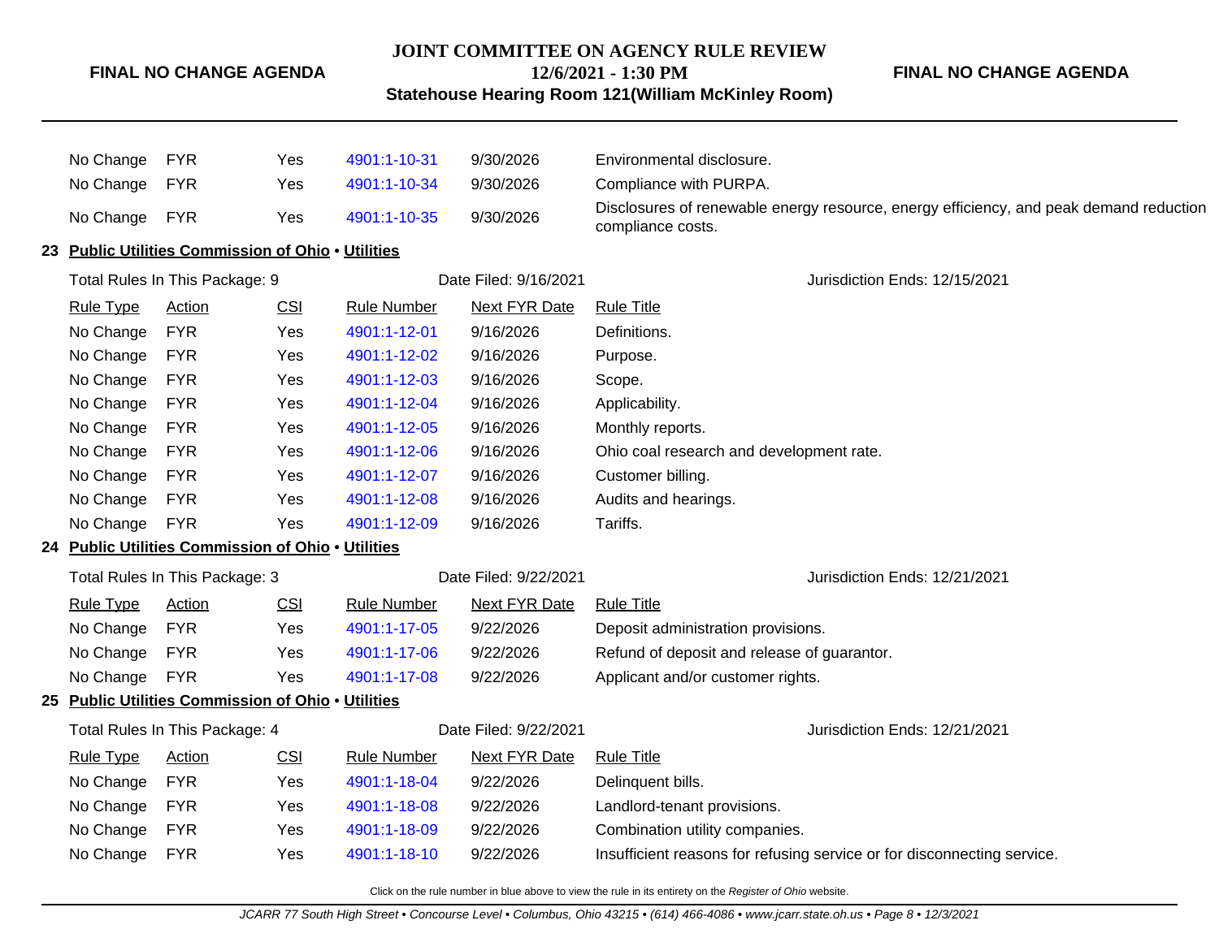| Rule Type | Action | CSI | Rule Number | Next FYR Date | Rule Title |
|---|---|---|---|---|---|
| No Change | FYR | Yes | 4901:1-10-31 | 9/30/2026 | Environmental disclosure. |
| No Change | FYR | Yes | 4901:1-10-34 | 9/30/2026 | Compliance with PURPA. |
| No Change | FYR | Yes | 4901:1-10-35 | 9/30/2026 | Disclosures of renewable energy resource, energy efficiency, and peak demand reduction compliance costs. |

**23 Public Utilities Commission of Ohio • Utilities**

Total Rules In This Package: 9 | Date Filed: 9/16/2021 | Jurisdiction Ends: 12/15/2021

| Rule Type | Action | CSI | Rule Number | Next FYR Date | Rule Title |
|---|---|---|---|---|---|
| No Change | FYR | Yes | 4901:1-12-01 | 9/16/2026 | Definitions. |
| No Change | FYR | Yes | 4901:1-12-02 | 9/16/2026 | Purpose. |
| No Change | FYR | Yes | 4901:1-12-03 | 9/16/2026 | Scope. |
| No Change | FYR | Yes | 4901:1-12-04 | 9/16/2026 | Applicability. |
| No Change | FYR | Yes | 4901:1-12-05 | 9/16/2026 | Monthly reports. |
| No Change | FYR | Yes | 4901:1-12-06 | 9/16/2026 | Ohio coal research and development rate. |
| No Change | FYR | Yes | 4901:1-12-07 | 9/16/2026 | Customer billing. |
| No Change | FYR | Yes | 4901:1-12-08 | 9/16/2026 | Audits and hearings. |
| No Change | FYR | Yes | 4901:1-12-09 | 9/16/2026 | Tariffs. |

**24 Public Utilities Commission of Ohio • Utilities**

Total Rules In This Package: 3 | Date Filed: 9/22/2021 | Jurisdiction Ends: 12/21/2021

| Rule Type | Action | CSI | Rule Number | Next FYR Date | Rule Title |
|---|---|---|---|---|---|
| No Change | FYR | Yes | 4901:1-17-05 | 9/22/2026 | Deposit administration provisions. |
| No Change | FYR | Yes | 4901:1-17-06 | 9/22/2026 | Refund of deposit and release of guarantor. |
| No Change | FYR | Yes | 4901:1-17-08 | 9/22/2026 | Applicant and/or customer rights. |

**25 Public Utilities Commission of Ohio • Utilities**

Total Rules In This Package: 4 | Date Filed: 9/22/2021 | Jurisdiction Ends: 12/21/2021

| Rule Type | Action | CSI | Rule Number | Next FYR Date | Rule Title |
|---|---|---|---|---|---|
| No Change | FYR | Yes | 4901:1-18-04 | 9/22/2026 | Delinquent bills. |
| No Change | FYR | Yes | 4901:1-18-08 | 9/22/2026 | Landlord-tenant provisions. |
| No Change | FYR | Yes | 4901:1-18-09 | 9/22/2026 | Combination utility companies. |
| No Change | FYR | Yes | 4901:1-18-10 | 9/22/2026 | Insufficient reasons for refusing service or for disconnecting service. |

Click on the rule number in blue above to view the rule in its entirety on the *Register of Ohio* website.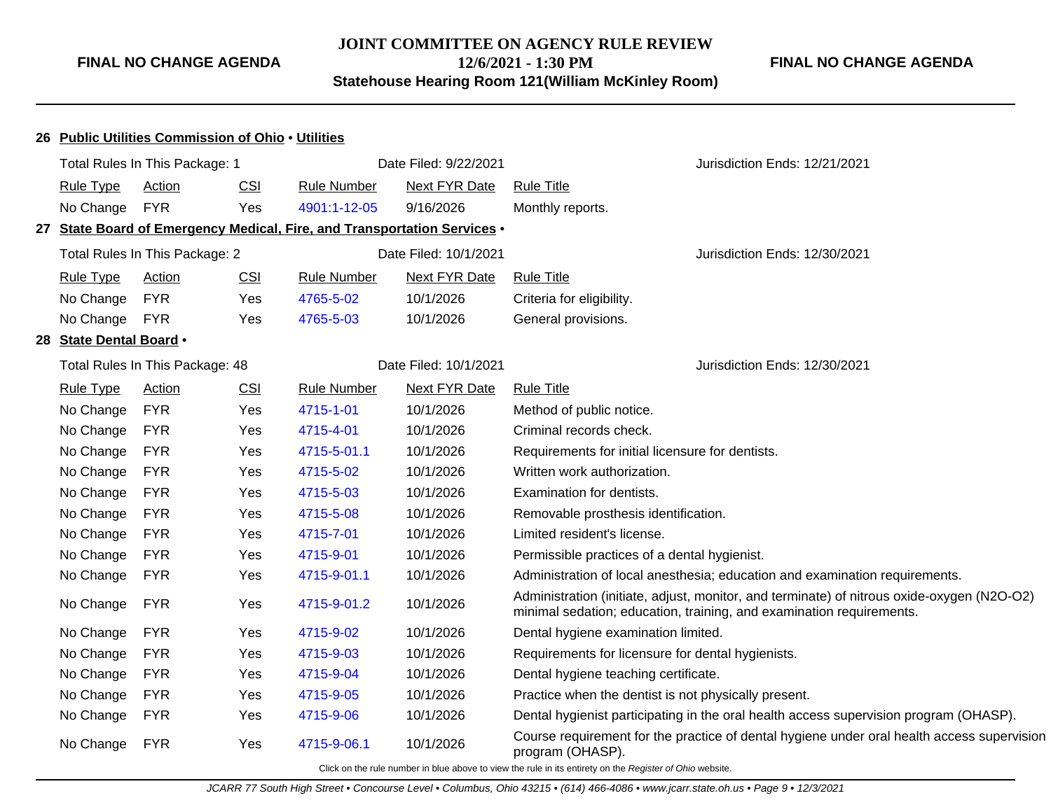**26 Public Utilities Commission of Ohio • Utilities**

Total Rules In This Package: 1 | Date Filed: 9/22/2021 | Jurisdiction Ends: 12/21/2021

| Rule Type | Action | CSI | Rule Number | Next FYR Date | Rule Title |
|---|---|---|---|---|---|
| No Change | FYR | Yes | 4901:1-12-05 | 9/16/2026 | Monthly reports. |

**27 State Board of Emergency Medical, Fire, and Transportation Services •**

Total Rules In This Package: 2 | Date Filed: 10/1/2021 | Jurisdiction Ends: 12/30/2021

| Rule Type | Action | CSI | Rule Number | Next FYR Date | Rule Title |
|---|---|---|---|---|---|
| No Change | FYR | Yes | 4765-5-02 | 10/1/2026 | Criteria for eligibility. |
| No Change | FYR | Yes | 4765-5-03 | 10/1/2026 | General provisions. |

**28 State Dental Board •**

Total Rules In This Package: 48 | Date Filed: 10/1/2021 | Jurisdiction Ends: 12/30/2021

| Rule Type | Action | CSI | Rule Number | Next FYR Date | Rule Title |
|---|---|---|---|---|---|
| No Change | FYR | Yes | 4715-1-01 | 10/1/2026 | Method of public notice. |
| No Change | FYR | Yes | 4715-4-01 | 10/1/2026 | Criminal records check. |
| No Change | FYR | Yes | 4715-5-01.1 | 10/1/2026 | Requirements for initial licensure for dentists. |
| No Change | FYR | Yes | 4715-5-02 | 10/1/2026 | Written work authorization. |
| No Change | FYR | Yes | 4715-5-03 | 10/1/2026 | Examination for dentists. |
| No Change | FYR | Yes | 4715-5-08 | 10/1/2026 | Removable prosthesis identification. |
| No Change | FYR | Yes | 4715-7-01 | 10/1/2026 | Limited resident's license. |
| No Change | FYR | Yes | 4715-9-01 | 10/1/2026 | Permissible practices of a dental hygienist. |
| No Change | FYR | Yes | 4715-9-01.1 | 10/1/2026 | Administration of local anesthesia; education and examination requirements. |
| No Change | FYR | Yes | 4715-9-01.2 | 10/1/2026 | Administration (initiate, adjust, monitor, and terminate) of nitrous oxide-oxygen (N2O-O2) minimal sedation; education, training, and examination requirements. |
| No Change | FYR | Yes | 4715-9-02 | 10/1/2026 | Dental hygiene examination limited. |
| No Change | FYR | Yes | 4715-9-03 | 10/1/2026 | Requirements for licensure for dental hygienists. |
| No Change | FYR | Yes | 4715-9-04 | 10/1/2026 | Dental hygiene teaching certificate. |
| No Change | FYR | Yes | 4715-9-05 | 10/1/2026 | Practice when the dentist is not physically present. |
| No Change | FYR | Yes | 4715-9-06 | 10/1/2026 | Dental hygienist participating in the oral health access supervision program (OHASP). |
| No Change | FYR | Yes | 4715-9-06.1 | 10/1/2026 | Course requirement for the practice of dental hygiene under oral health access supervision program (OHASP). |

Click on the rule number in blue above to view the rule in its entirety on the *Register of Ohio* website.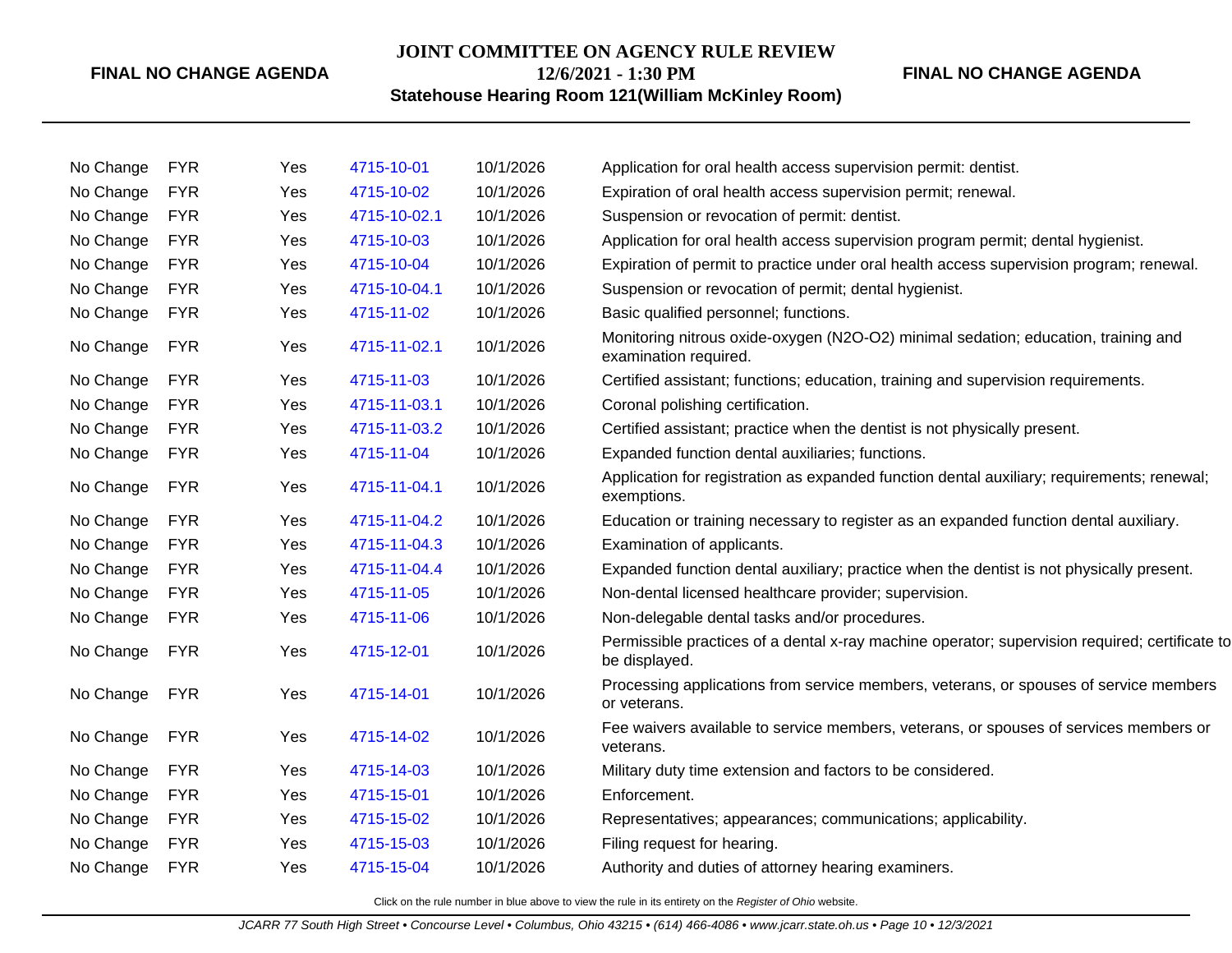| | | | | | |
|---|---|---|---|---|---|
| No Change | FYR | Yes | 4715-10-01 | 10/1/2026 | Application for oral health access supervision permit: dentist. |
| No Change | FYR | Yes | 4715-10-02 | 10/1/2026 | Expiration of oral health access supervision permit; renewal. |
| No Change | FYR | Yes | 4715-10-02.1 | 10/1/2026 | Suspension or revocation of permit: dentist. |
| No Change | FYR | Yes | 4715-10-03 | 10/1/2026 | Application for oral health access supervision program permit; dental hygienist. |
| No Change | FYR | Yes | 4715-10-04 | 10/1/2026 | Expiration of permit to practice under oral health access supervision program; renewal. |
| No Change | FYR | Yes | 4715-10-04.1 | 10/1/2026 | Suspension or revocation of permit; dental hygienist. |
| No Change | FYR | Yes | 4715-11-02 | 10/1/2026 | Basic qualified personnel; functions. |
| No Change | FYR | Yes | 4715-11-02.1 | 10/1/2026 | Monitoring nitrous oxide-oxygen (N2O-O2) minimal sedation; education, training and examination required. |
| No Change | FYR | Yes | 4715-11-03 | 10/1/2026 | Certified assistant; functions; education, training and supervision requirements. |
| No Change | FYR | Yes | 4715-11-03.1 | 10/1/2026 | Coronal polishing certification. |
| No Change | FYR | Yes | 4715-11-03.2 | 10/1/2026 | Certified assistant; practice when the dentist is not physically present. |
| No Change | FYR | Yes | 4715-11-04 | 10/1/2026 | Expanded function dental auxiliaries; functions. |
| No Change | FYR | Yes | 4715-11-04.1 | 10/1/2026 | Application for registration as expanded function dental auxiliary; requirements; renewal; exemptions. |
| No Change | FYR | Yes | 4715-11-04.2 | 10/1/2026 | Education or training necessary to register as an expanded function dental auxiliary. |
| No Change | FYR | Yes | 4715-11-04.3 | 10/1/2026 | Examination of applicants. |
| No Change | FYR | Yes | 4715-11-04.4 | 10/1/2026 | Expanded function dental auxiliary; practice when the dentist is not physically present. |
| No Change | FYR | Yes | 4715-11-05 | 10/1/2026 | Non-dental licensed healthcare provider; supervision. |
| No Change | FYR | Yes | 4715-11-06 | 10/1/2026 | Non-delegable dental tasks and/or procedures. |
| No Change | FYR | Yes | 4715-12-01 | 10/1/2026 | Permissible practices of a dental x-ray machine operator; supervision required; certificate to be displayed. |
| No Change | FYR | Yes | 4715-14-01 | 10/1/2026 | Processing applications from service members, veterans, or spouses of service members or veterans. |
| No Change | FYR | Yes | 4715-14-02 | 10/1/2026 | Fee waivers available to service members, veterans, or spouses of services members or veterans. |
| No Change | FYR | Yes | 4715-14-03 | 10/1/2026 | Military duty time extension and factors to be considered. |
| No Change | FYR | Yes | 4715-15-01 | 10/1/2026 | Enforcement. |
| No Change | FYR | Yes | 4715-15-02 | 10/1/2026 | Representatives; appearances; communications; applicability. |
| No Change | FYR | Yes | 4715-15-03 | 10/1/2026 | Filing request for hearing. |
| No Change | FYR | Yes | 4715-15-04 | 10/1/2026 | Authority and duties of attorney hearing examiners. |

Click on the rule number in blue above to view the rule in its entirety on the *Register of Ohio* website.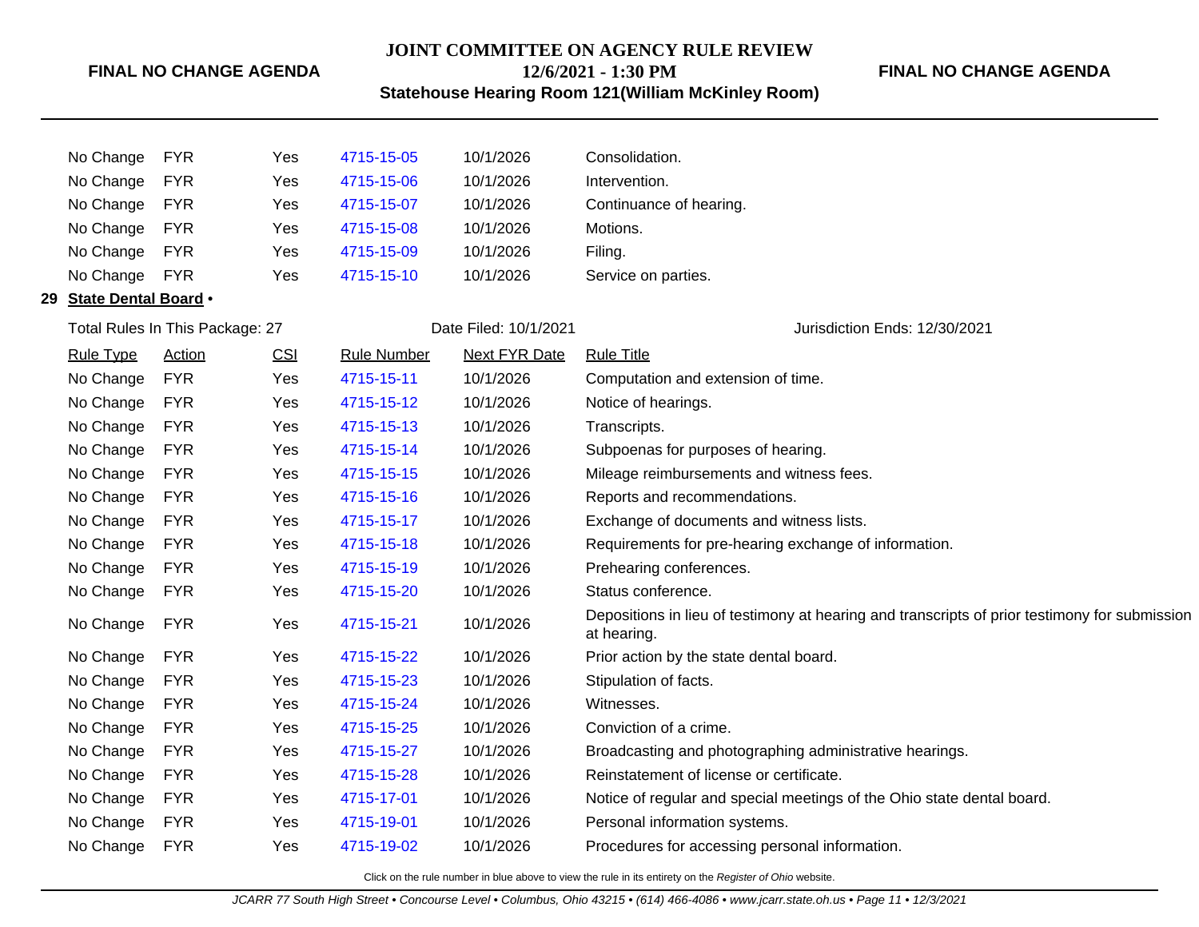| | | | | | |
|---|---|---|---|---|---|
| No Change | FYR | Yes | 4715-15-05 | 10/1/2026 | Consolidation. |
| No Change | FYR | Yes | 4715-15-06 | 10/1/2026 | Intervention. |
| No Change | FYR | Yes | 4715-15-07 | 10/1/2026 | Continuance of hearing. |
| No Change | FYR | Yes | 4715-15-08 | 10/1/2026 | Motions. |
| No Change | FYR | Yes | 4715-15-09 | 10/1/2026 | Filing. |
| No Change | FYR | Yes | 4715-15-10 | 10/1/2026 | Service on parties. |

**29 State Dental Board •**

Total Rules In This Package: 27 | Date Filed: 10/1/2021 | Jurisdiction Ends: 12/30/2021

| Rule Type | Action | CSI | Rule Number | Next FYR Date | Rule Title |
|---|---|---|---|---|---|
| No Change | FYR | Yes | 4715-15-11 | 10/1/2026 | Computation and extension of time. |
| No Change | FYR | Yes | 4715-15-12 | 10/1/2026 | Notice of hearings. |
| No Change | FYR | Yes | 4715-15-13 | 10/1/2026 | Transcripts. |
| No Change | FYR | Yes | 4715-15-14 | 10/1/2026 | Subpoenas for purposes of hearing. |
| No Change | FYR | Yes | 4715-15-15 | 10/1/2026 | Mileage reimbursements and witness fees. |
| No Change | FYR | Yes | 4715-15-16 | 10/1/2026 | Reports and recommendations. |
| No Change | FYR | Yes | 4715-15-17 | 10/1/2026 | Exchange of documents and witness lists. |
| No Change | FYR | Yes | 4715-15-18 | 10/1/2026 | Requirements for pre-hearing exchange of information. |
| No Change | FYR | Yes | 4715-15-19 | 10/1/2026 | Prehearing conferences. |
| No Change | FYR | Yes | 4715-15-20 | 10/1/2026 | Status conference. |
| No Change | FYR | Yes | 4715-15-21 | 10/1/2026 | Depositions in lieu of testimony at hearing and transcripts of prior testimony for submission at hearing. |
| No Change | FYR | Yes | 4715-15-22 | 10/1/2026 | Prior action by the state dental board. |
| No Change | FYR | Yes | 4715-15-23 | 10/1/2026 | Stipulation of facts. |
| No Change | FYR | Yes | 4715-15-24 | 10/1/2026 | Witnesses. |
| No Change | FYR | Yes | 4715-15-25 | 10/1/2026 | Conviction of a crime. |
| No Change | FYR | Yes | 4715-15-27 | 10/1/2026 | Broadcasting and photographing administrative hearings. |
| No Change | FYR | Yes | 4715-15-28 | 10/1/2026 | Reinstatement of license or certificate. |
| No Change | FYR | Yes | 4715-17-01 | 10/1/2026 | Notice of regular and special meetings of the Ohio state dental board. |
| No Change | FYR | Yes | 4715-19-01 | 10/1/2026 | Personal information systems. |
| No Change | FYR | Yes | 4715-19-02 | 10/1/2026 | Procedures for accessing personal information. |

Click on the rule number in blue above to view the rule in its entirety on the *Register of Ohio* website.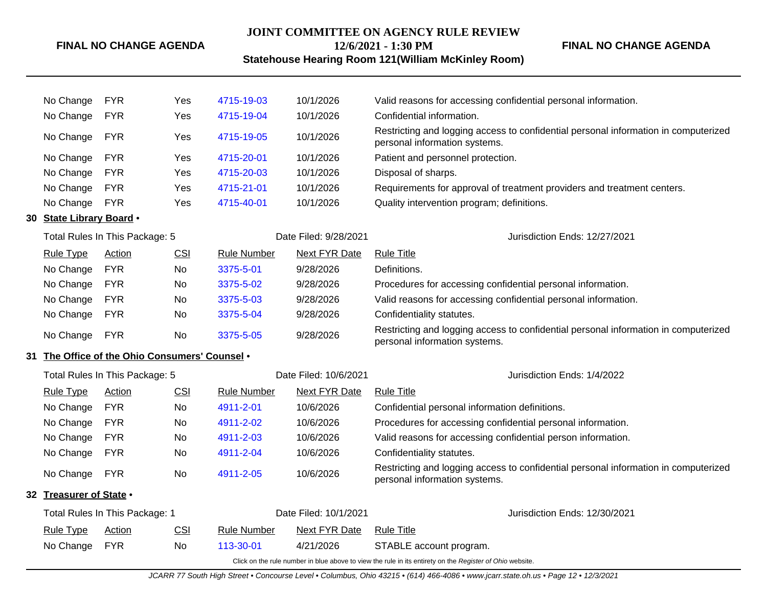| Rule Type | Action | CSI | Rule Number | Next FYR Date | Rule Title |
|---|---|---|---|---|---|
| No Change | FYR | Yes | 4715-19-03 | 10/1/2026 | Valid reasons for accessing confidential personal information. |
| No Change | FYR | Yes | 4715-19-04 | 10/1/2026 | Confidential information. |
| No Change | FYR | Yes | 4715-19-05 | 10/1/2026 | Restricting and logging access to confidential personal information in computerized personal information systems. |
| No Change | FYR | Yes | 4715-20-01 | 10/1/2026 | Patient and personnel protection. |
| No Change | FYR | Yes | 4715-20-03 | 10/1/2026 | Disposal of sharps. |
| No Change | FYR | Yes | 4715-21-01 | 10/1/2026 | Requirements for approval of treatment providers and treatment centers. |
| No Change | FYR | Yes | 4715-40-01 | 10/1/2026 | Quality intervention program; definitions. |

**30 State Library Board •**

Total Rules In This Package: 5 | Date Filed: 9/28/2021 | Jurisdiction Ends: 12/27/2021

| Rule Type | Action | CSI | Rule Number | Next FYR Date | Rule Title |
|---|---|---|---|---|---|
| No Change | FYR | No | 3375-5-01 | 9/28/2026 | Definitions. |
| No Change | FYR | No | 3375-5-02 | 9/28/2026 | Procedures for accessing confidential personal information. |
| No Change | FYR | No | 3375-5-03 | 9/28/2026 | Valid reasons for accessing confidential personal information. |
| No Change | FYR | No | 3375-5-04 | 9/28/2026 | Confidentiality statutes. |
| No Change | FYR | No | 3375-5-05 | 9/28/2026 | Restricting and logging access to confidential personal information in computerized personal information systems. |

**31 The Office of the Ohio Consumers' Counsel •**

Total Rules In This Package: 5 | Date Filed: 10/6/2021 | Jurisdiction Ends: 1/4/2022

| Rule Type | Action | CSI | Rule Number | Next FYR Date | Rule Title |
|---|---|---|---|---|---|
| No Change | FYR | No | 4911-2-01 | 10/6/2026 | Confidential personal information definitions. |
| No Change | FYR | No | 4911-2-02 | 10/6/2026 | Procedures for accessing confidential personal information. |
| No Change | FYR | No | 4911-2-03 | 10/6/2026 | Valid reasons for accessing confidential person information. |
| No Change | FYR | No | 4911-2-04 | 10/6/2026 | Confidentiality statutes. |
| No Change | FYR | No | 4911-2-05 | 10/6/2026 | Restricting and logging access to confidential personal information in computerized personal information systems. |

**32 Treasurer of State •**

Total Rules In This Package: 1 | Date Filed: 10/1/2021 | Jurisdiction Ends: 12/30/2021

| Rule Type | Action | CSI | Rule Number | Next FYR Date | Rule Title |
|---|---|---|---|---|---|
| No Change | FYR | No | 113-30-01 | 4/21/2026 | STABLE account program. |

Click on the rule number in blue above to view the rule in its entirety on the *Register of Ohio* website.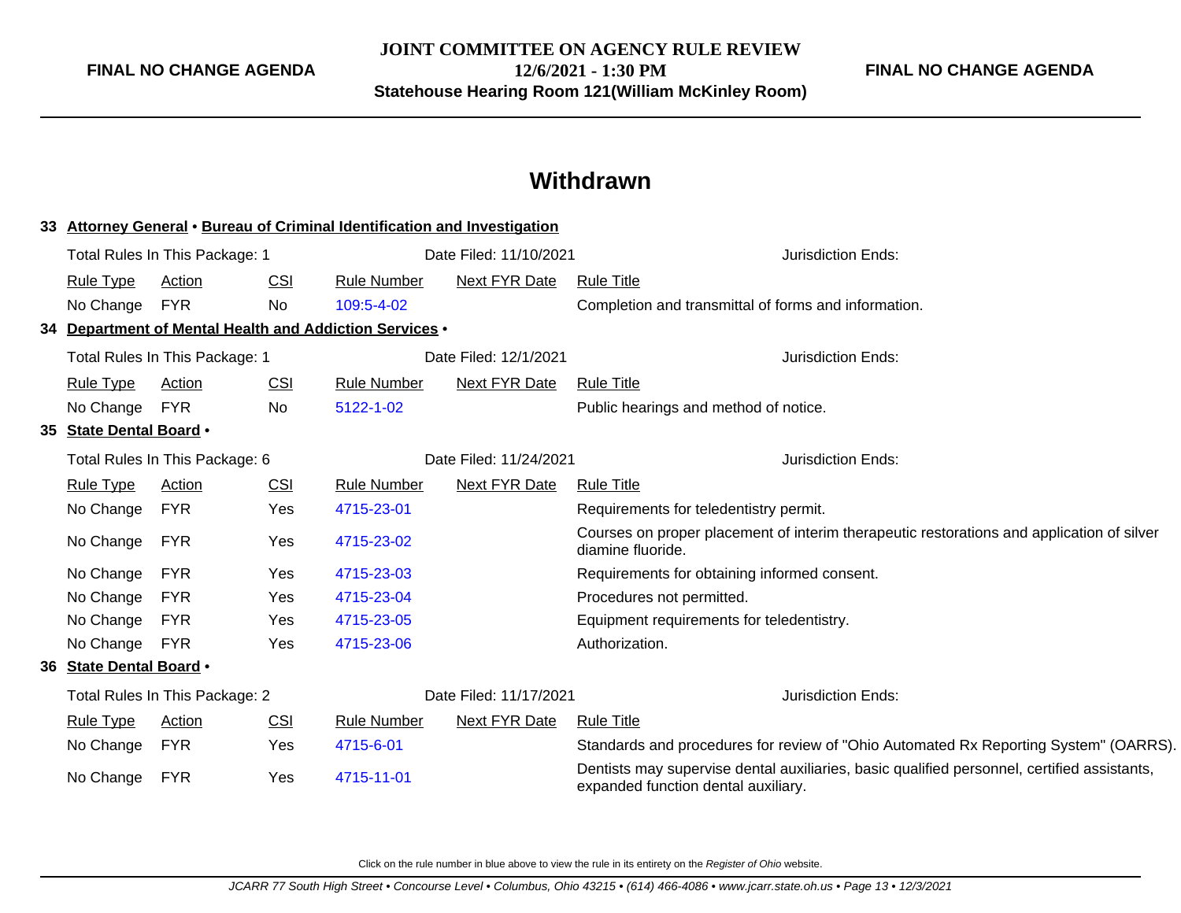# Withdrawn

**33 Attorney General • Bureau of Criminal Identification and Investigation**

Total Rules In This Package: 1 | Date Filed: 11/10/2021 | Jurisdiction Ends:

| Rule Type | Action | CSI | Rule Number | Next FYR Date | Rule Title |
|---|---|---|---|---|---|
| No Change | FYR | No | 109:5-4-02 | | Completion and transmittal of forms and information. |

**34 Department of Mental Health and Addiction Services •**

Total Rules In This Package: 1 | Date Filed: 12/1/2021 | Jurisdiction Ends:

| Rule Type | Action | CSI | Rule Number | Next FYR Date | Rule Title |
|---|---|---|---|---|---|
| No Change | FYR | No | 5122-1-02 | | Public hearings and method of notice. |

**35 State Dental Board •**

Total Rules In This Package: 6 | Date Filed: 11/24/2021 | Jurisdiction Ends:

| Rule Type | Action | CSI | Rule Number | Next FYR Date | Rule Title |
|---|---|---|---|---|---|
| No Change | FYR | Yes | 4715-23-01 | | Requirements for teledentistry permit. |
| No Change | FYR | Yes | 4715-23-02 | | Courses on proper placement of interim therapeutic restorations and application of silver diamine fluoride. |
| No Change | FYR | Yes | 4715-23-03 | | Requirements for obtaining informed consent. |
| No Change | FYR | Yes | 4715-23-04 | | Procedures not permitted. |
| No Change | FYR | Yes | 4715-23-05 | | Equipment requirements for teledentistry. |
| No Change | FYR | Yes | 4715-23-06 | | Authorization. |

**36 State Dental Board •**

Total Rules In This Package: 2 | Date Filed: 11/17/2021 | Jurisdiction Ends:

| Rule Type | Action | CSI | Rule Number | Next FYR Date | Rule Title |
|---|---|---|---|---|---|
| No Change | FYR | Yes | 4715-6-01 | | Standards and procedures for review of "Ohio Automated Rx Reporting System" (OARRS). |
| No Change | FYR | Yes | 4715-11-01 | | Dentists may supervise dental auxiliaries, basic qualified personnel, certified assistants, expanded function dental auxiliary. |

Click on the rule number in blue above to view the rule in its entirety on the *Register of Ohio* website.